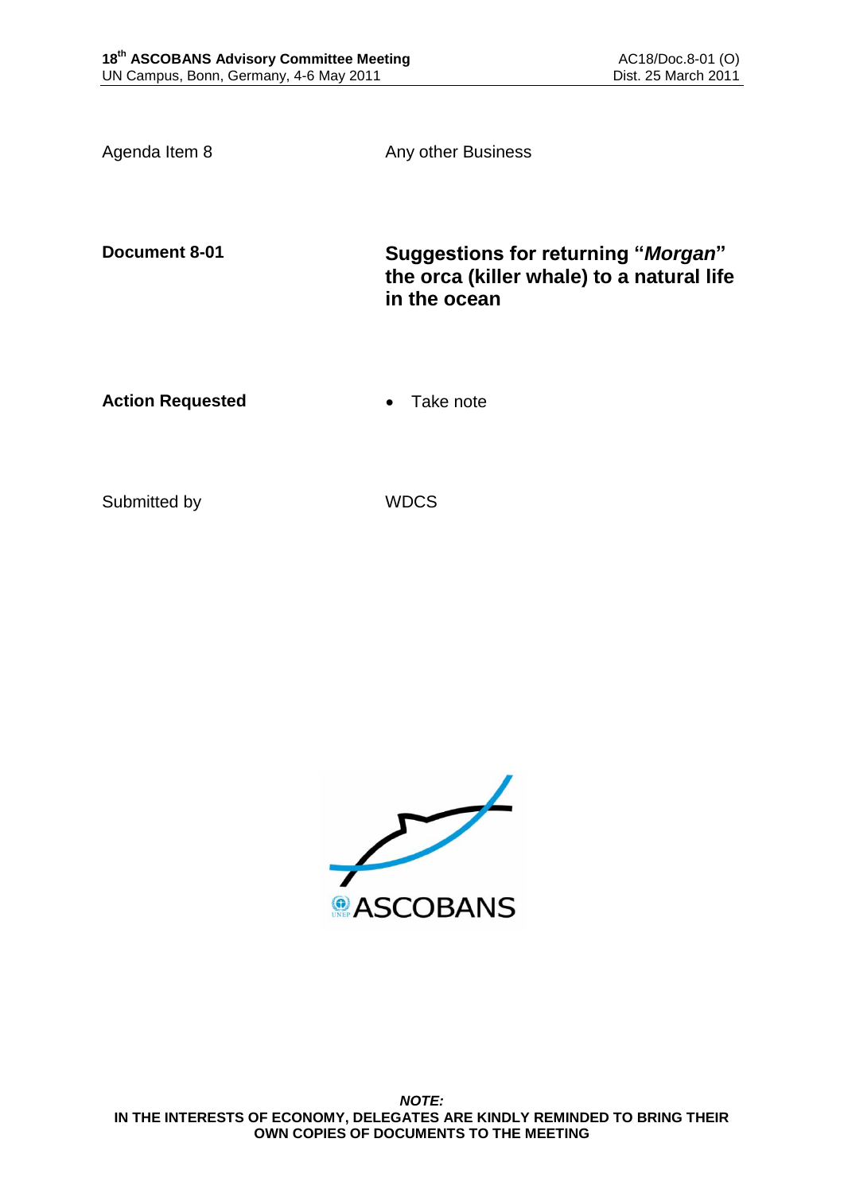Agenda Item 8 | Any other Business

**Document 8-01** | **Suggestions for returning "*Morgan*" the orca (killer whale) to a natural life in the ocean**

**Action Requested**

- Take note

Submitted by | WDCS

ASCOBANS

***NOTE:***
**IN THE INTERESTS OF ECONOMY, DELEGATES ARE KINDLY REMINDED TO BRING THEIR OWN COPIES OF DOCUMENTS TO THE MEETING**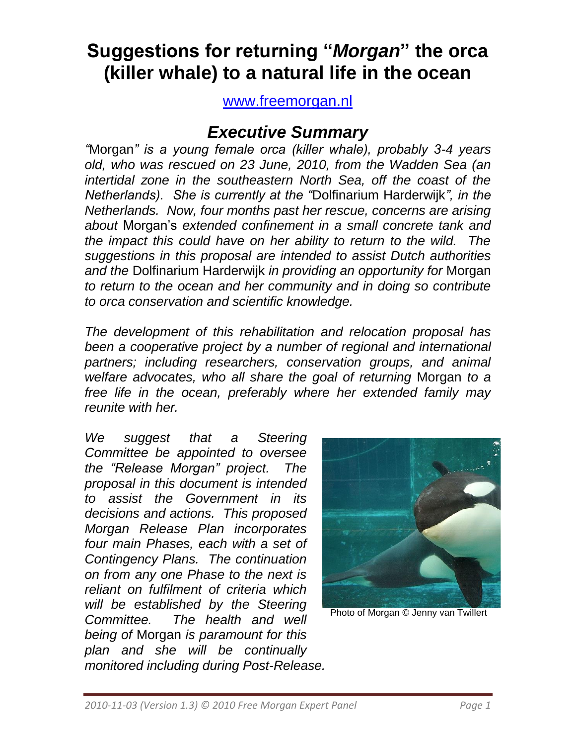# Suggestions for returning "*Morgan*" the orca (killer whale) to a natural life in the ocean

www.freemorgan.nl

## *Executive Summary*

*"*Morgan*" is a young female orca (killer whale), probably 3-4 years old, who was rescued on 23 June, 2010, from the Wadden Sea (an intertidal zone in the southeastern North Sea, off the coast of the Netherlands). She is currently at the "*Dolfinarium Harderwijk*", in the Netherlands. Now, four months past her rescue, concerns are arising about* Morgan's *extended confinement in a small concrete tank and the impact this could have on her ability to return to the wild. The suggestions in this proposal are intended to assist Dutch authorities and the* Dolfinarium Harderwijk *in providing an opportunity for* Morgan *to return to the ocean and her community and in doing so contribute to orca conservation and scientific knowledge.*

*The development of this rehabilitation and relocation proposal has been a cooperative project by a number of regional and international partners; including researchers, conservation groups, and animal welfare advocates, who all share the goal of returning* Morgan *to a free life in the ocean, preferably where her extended family may reunite with her.*

*We suggest that a Steering Committee be appointed to oversee the "Release Morgan" project. The proposal in this document is intended to assist the Government in its decisions and actions. This proposed Morgan Release Plan incorporates four main Phases, each with a set of Contingency Plans. The continuation on from any one Phase to the next is reliant on fulfilment of criteria which will be established by the Steering Committee. The health and well being of* Morgan *is paramount for this plan and she will be continually monitored including during Post-Release.*

Photo of Morgan © Jenny van Twillert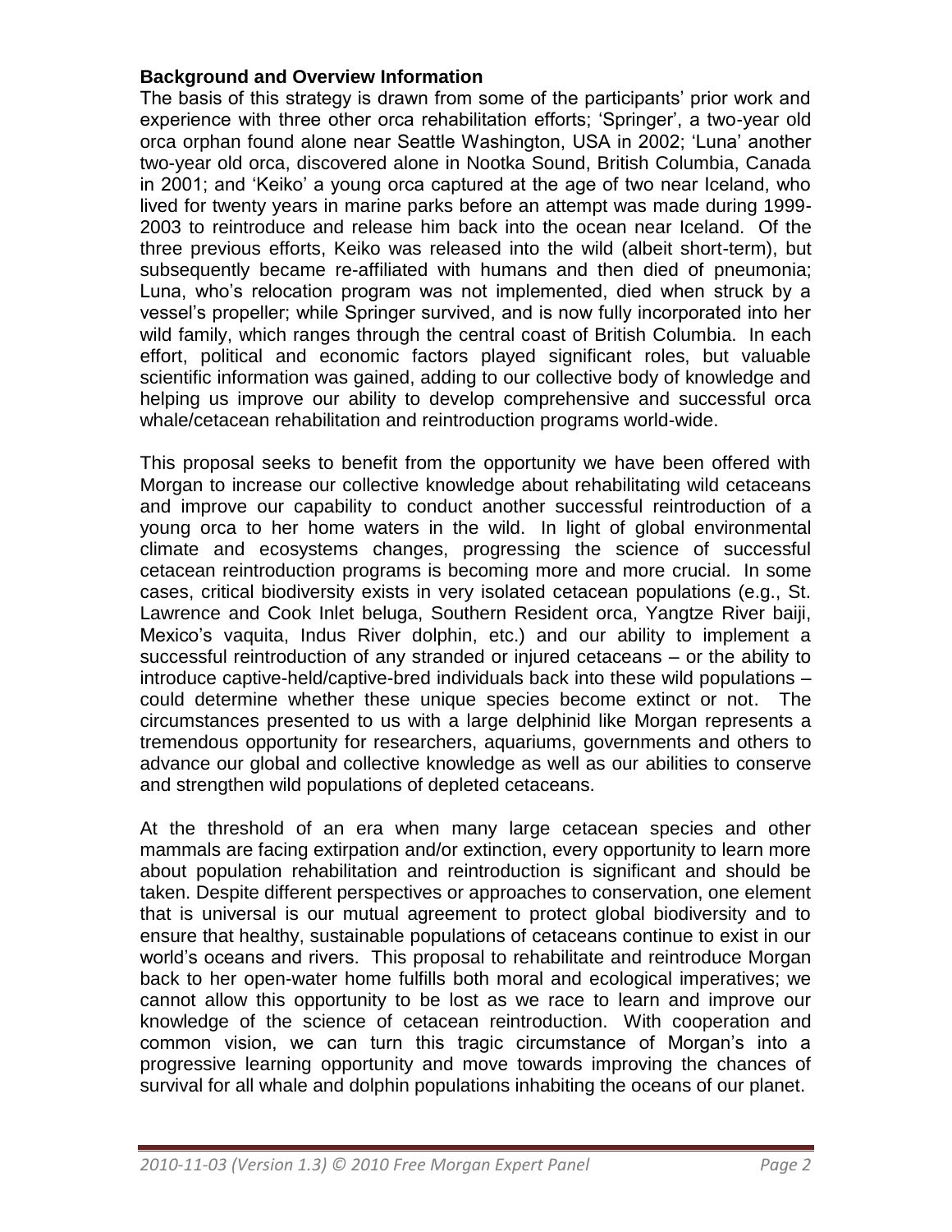**Background and Overview Information**

The basis of this strategy is drawn from some of the participants' prior work and experience with three other orca rehabilitation efforts; 'Springer', a two-year old orca orphan found alone near Seattle Washington, USA in 2002; 'Luna' another two-year old orca, discovered alone in Nootka Sound, British Columbia, Canada in 2001; and 'Keiko' a young orca captured at the age of two near Iceland, who lived for twenty years in marine parks before an attempt was made during 1999-2003 to reintroduce and release him back into the ocean near Iceland. Of the three previous efforts, Keiko was released into the wild (albeit short-term), but subsequently became re-affiliated with humans and then died of pneumonia; Luna, who's relocation program was not implemented, died when struck by a vessel's propeller; while Springer survived, and is now fully incorporated into her wild family, which ranges through the central coast of British Columbia. In each effort, political and economic factors played significant roles, but valuable scientific information was gained, adding to our collective body of knowledge and helping us improve our ability to develop comprehensive and successful orca whale/cetacean rehabilitation and reintroduction programs world-wide.

This proposal seeks to benefit from the opportunity we have been offered with Morgan to increase our collective knowledge about rehabilitating wild cetaceans and improve our capability to conduct another successful reintroduction of a young orca to her home waters in the wild. In light of global environmental climate and ecosystems changes, progressing the science of successful cetacean reintroduction programs is becoming more and more crucial. In some cases, critical biodiversity exists in very isolated cetacean populations (e.g., St. Lawrence and Cook Inlet beluga, Southern Resident orca, Yangtze River baiji, Mexico's vaquita, Indus River dolphin, etc.) and our ability to implement a successful reintroduction of any stranded or injured cetaceans – or the ability to introduce captive-held/captive-bred individuals back into these wild populations – could determine whether these unique species become extinct or not. The circumstances presented to us with a large delphinid like Morgan represents a tremendous opportunity for researchers, aquariums, governments and others to advance our global and collective knowledge as well as our abilities to conserve and strengthen wild populations of depleted cetaceans.

At the threshold of an era when many large cetacean species and other mammals are facing extirpation and/or extinction, every opportunity to learn more about population rehabilitation and reintroduction is significant and should be taken. Despite different perspectives or approaches to conservation, one element that is universal is our mutual agreement to protect global biodiversity and to ensure that healthy, sustainable populations of cetaceans continue to exist in our world's oceans and rivers. This proposal to rehabilitate and reintroduce Morgan back to her open-water home fulfills both moral and ecological imperatives; we cannot allow this opportunity to be lost as we race to learn and improve our knowledge of the science of cetacean reintroduction. With cooperation and common vision, we can turn this tragic circumstance of Morgan's into a progressive learning opportunity and move towards improving the chances of survival for all whale and dolphin populations inhabiting the oceans of our planet.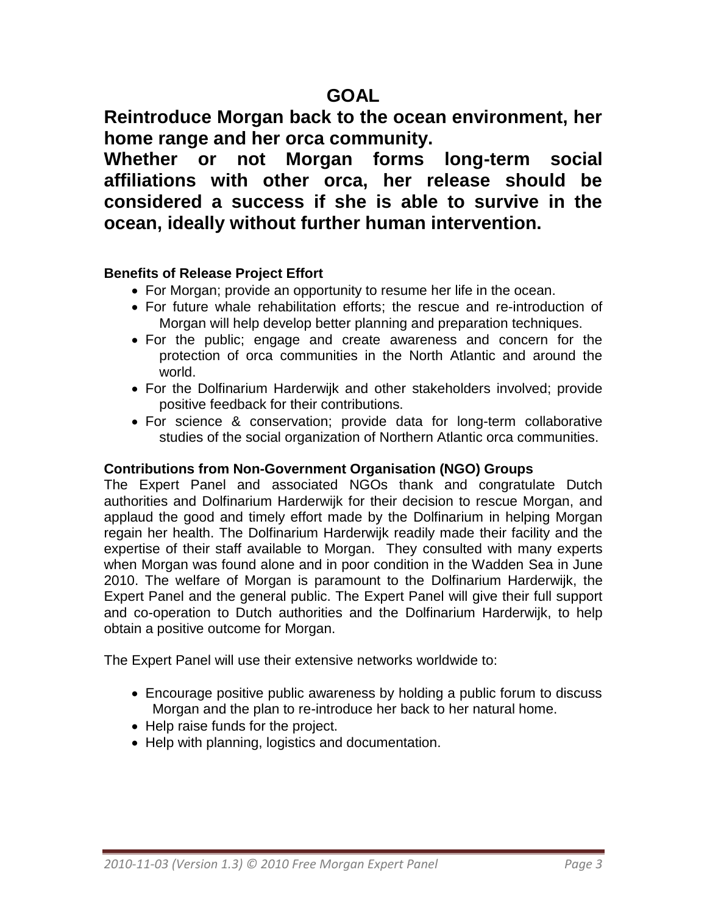# GOAL

**Reintroduce Morgan back to the ocean environment, her home range and her orca community.**

**Whether or not Morgan forms long-term social affiliations with other orca, her release should be considered a success if she is able to survive in the ocean, ideally without further human intervention.**

**Benefits of Release Project Effort**

- For Morgan; provide an opportunity to resume her life in the ocean.
- For future whale rehabilitation efforts; the rescue and re-introduction of Morgan will help develop better planning and preparation techniques.
- For the public; engage and create awareness and concern for the protection of orca communities in the North Atlantic and around the world.
- For the Dolfinarium Harderwijk and other stakeholders involved; provide positive feedback for their contributions.
- For science & conservation; provide data for long-term collaborative studies of the social organization of Northern Atlantic orca communities.

**Contributions from Non-Government Organisation (NGO) Groups**

The Expert Panel and associated NGOs thank and congratulate Dutch authorities and Dolfinarium Harderwijk for their decision to rescue Morgan, and applaud the good and timely effort made by the Dolfinarium in helping Morgan regain her health. The Dolfinarium Harderwijk readily made their facility and the expertise of their staff available to Morgan. They consulted with many experts when Morgan was found alone and in poor condition in the Wadden Sea in June 2010. The welfare of Morgan is paramount to the Dolfinarium Harderwijk, the Expert Panel and the general public. The Expert Panel will give their full support and co-operation to Dutch authorities and the Dolfinarium Harderwijk, to help obtain a positive outcome for Morgan.

The Expert Panel will use their extensive networks worldwide to:

- Encourage positive public awareness by holding a public forum to discuss Morgan and the plan to re-introduce her back to her natural home.
- Help raise funds for the project.
- Help with planning, logistics and documentation.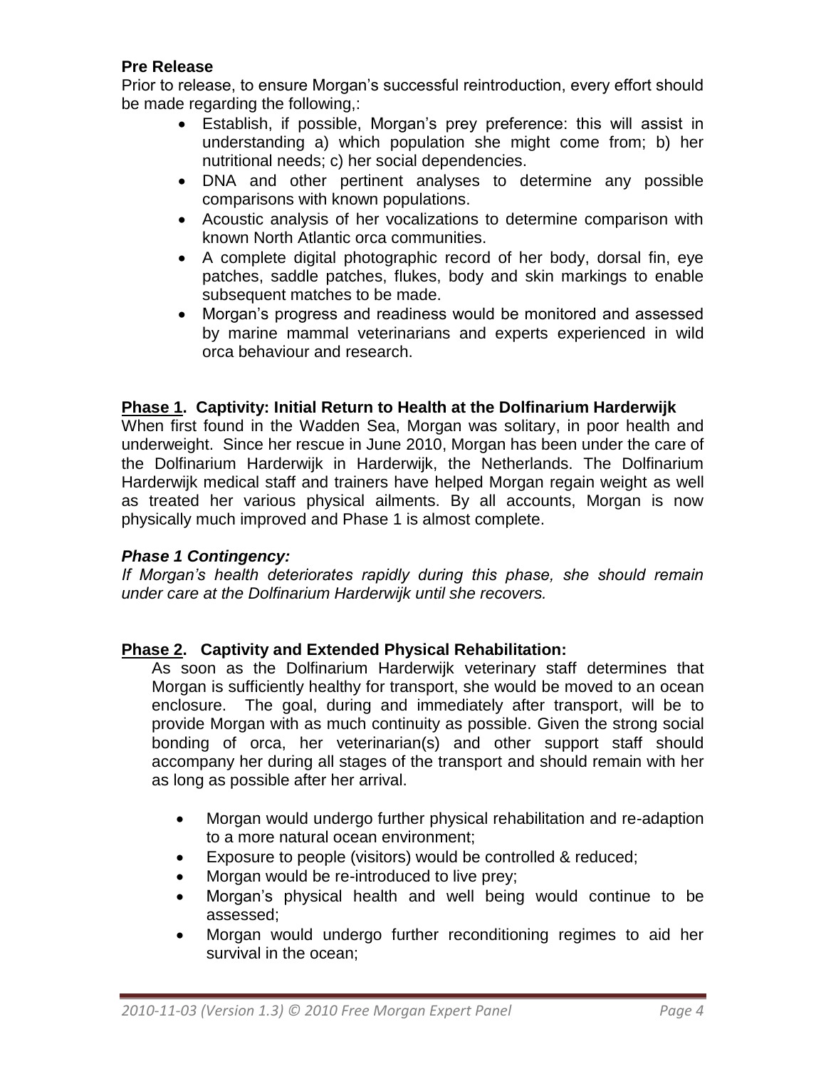**Pre Release**

Prior to release, to ensure Morgan's successful reintroduction, every effort should be made regarding the following,:

- Establish, if possible, Morgan's prey preference: this will assist in understanding a) which population she might come from; b) her nutritional needs; c) her social dependencies.
- DNA and other pertinent analyses to determine any possible comparisons with known populations.
- Acoustic analysis of her vocalizations to determine comparison with known North Atlantic orca communities.
- A complete digital photographic record of her body, dorsal fin, eye patches, saddle patches, flukes, body and skin markings to enable subsequent matches to be made.
- Morgan's progress and readiness would be monitored and assessed by marine mammal veterinarians and experts experienced in wild orca behaviour and research.

**<u>Phase 1</u>. Captivity: Initial Return to Health at the Dolfinarium Harderwijk**

When first found in the Wadden Sea, Morgan was solitary, in poor health and underweight. Since her rescue in June 2010, Morgan has been under the care of the Dolfinarium Harderwijk in Harderwijk, the Netherlands. The Dolfinarium Harderwijk medical staff and trainers have helped Morgan regain weight as well as treated her various physical ailments. By all accounts, Morgan is now physically much improved and Phase 1 is almost complete.

***Phase 1 Contingency:***

*If Morgan's health deteriorates rapidly during this phase, she should remain under care at the Dolfinarium Harderwijk until she recovers.*

**<u>Phase 2</u>. Captivity and Extended Physical Rehabilitation:**

As soon as the Dolfinarium Harderwijk veterinary staff determines that Morgan is sufficiently healthy for transport, she would be moved to an ocean enclosure. The goal, during and immediately after transport, will be to provide Morgan with as much continuity as possible. Given the strong social bonding of orca, her veterinarian(s) and other support staff should accompany her during all stages of the transport and should remain with her as long as possible after her arrival.

- Morgan would undergo further physical rehabilitation and re-adaption to a more natural ocean environment;
- Exposure to people (visitors) would be controlled & reduced;
- Morgan would be re-introduced to live prey;
- Morgan's physical health and well being would continue to be assessed;
- Morgan would undergo further reconditioning regimes to aid her survival in the ocean;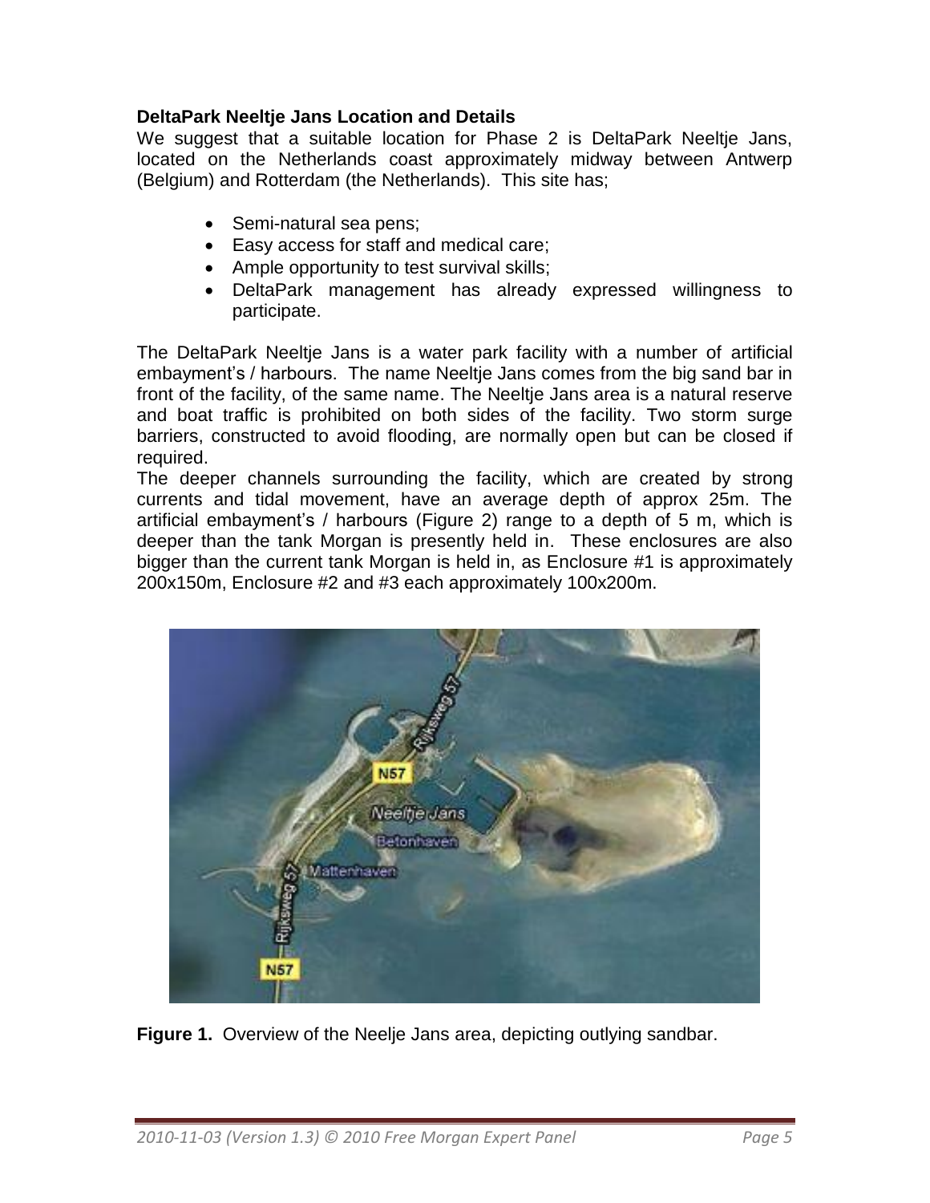**DeltaPark Neeltje Jans Location and Details**

We suggest that a suitable location for Phase 2 is DeltaPark Neeltje Jans, located on the Netherlands coast approximately midway between Antwerp (Belgium) and Rotterdam (the Netherlands). This site has;

- Semi-natural sea pens;
- Easy access for staff and medical care;
- Ample opportunity to test survival skills;
- DeltaPark management has already expressed willingness to participate.

The DeltaPark Neeltje Jans is a water park facility with a number of artificial embayment's / harbours. The name Neeltje Jans comes from the big sand bar in front of the facility, of the same name. The Neeltje Jans area is a natural reserve and boat traffic is prohibited on both sides of the facility. Two storm surge barriers, constructed to avoid flooding, are normally open but can be closed if required.

The deeper channels surrounding the facility, which are created by strong currents and tidal movement, have an average depth of approx 25m. The artificial embayment's / harbours (Figure 2) range to a depth of 5 m, which is deeper than the tank Morgan is presently held in. These enclosures are also bigger than the current tank Morgan is held in, as Enclosure #1 is approximately 200x150m, Enclosure #2 and #3 each approximately 100x200m.

**Figure 1.** Overview of the Neelje Jans area, depicting outlying sandbar.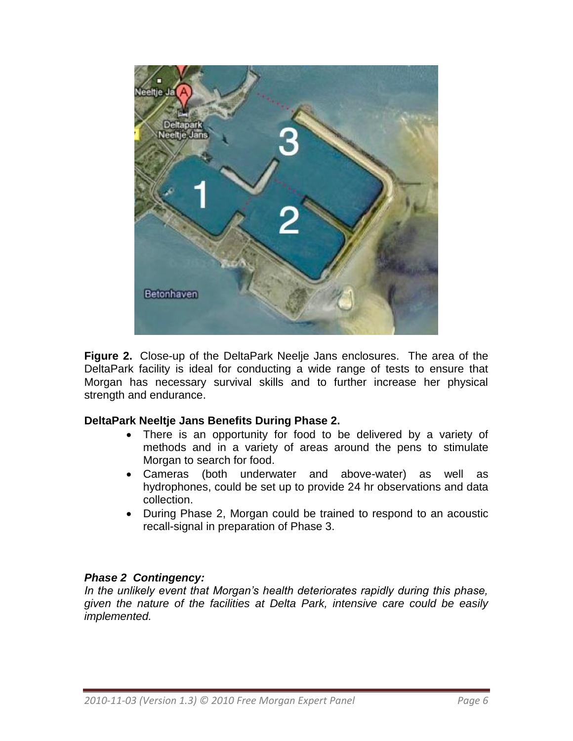**Figure 2.** Close-up of the DeltaPark Neelje Jans enclosures. The area of the DeltaPark facility is ideal for conducting a wide range of tests to ensure that Morgan has necessary survival skills and to further increase her physical strength and endurance.

**DeltaPark Neeltje Jans Benefits During Phase 2.**

- There is an opportunity for food to be delivered by a variety of methods and in a variety of areas around the pens to stimulate Morgan to search for food.
- Cameras (both underwater and above-water) as well as hydrophones, could be set up to provide 24 hr observations and data collection.
- During Phase 2, Morgan could be trained to respond to an acoustic recall-signal in preparation of Phase 3.

***Phase 2 Contingency:***

*In the unlikely event that Morgan's health deteriorates rapidly during this phase, given the nature of the facilities at Delta Park, intensive care could be easily implemented.*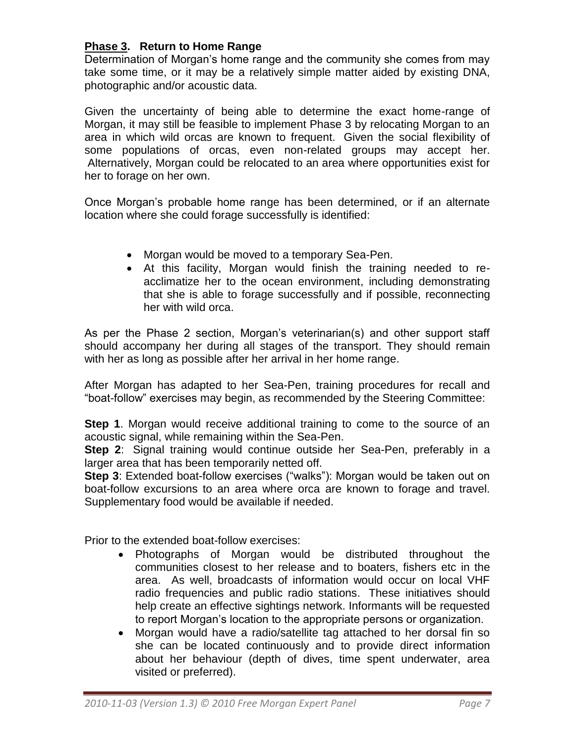## **Phase 3. Return to Home Range**

Determination of Morgan's home range and the community she comes from may take some time, or it may be a relatively simple matter aided by existing DNA, photographic and/or acoustic data.

Given the uncertainty of being able to determine the exact home-range of Morgan, it may still be feasible to implement Phase 3 by relocating Morgan to an area in which wild orcas are known to frequent. Given the social flexibility of some populations of orcas, even non-related groups may accept her. Alternatively, Morgan could be relocated to an area where opportunities exist for her to forage on her own.

Once Morgan's probable home range has been determined, or if an alternate location where she could forage successfully is identified:

- Morgan would be moved to a temporary Sea-Pen.
- At this facility, Morgan would finish the training needed to re-acclimatize her to the ocean environment, including demonstrating that she is able to forage successfully and if possible, reconnecting her with wild orca.

As per the Phase 2 section, Morgan's veterinarian(s) and other support staff should accompany her during all stages of the transport. They should remain with her as long as possible after her arrival in her home range.

After Morgan has adapted to her Sea-Pen, training procedures for recall and "boat-follow" exercises may begin, as recommended by the Steering Committee:

**Step 1**. Morgan would receive additional training to come to the source of an acoustic signal, while remaining within the Sea-Pen.
**Step 2**: Signal training would continue outside her Sea-Pen, preferably in a larger area that has been temporarily netted off.
**Step 3**: Extended boat-follow exercises ("walks"): Morgan would be taken out on boat-follow excursions to an area where orca are known to forage and travel. Supplementary food would be available if needed.

Prior to the extended boat-follow exercises:

- Photographs of Morgan would be distributed throughout the communities closest to her release and to boaters, fishers etc in the area. As well, broadcasts of information would occur on local VHF radio frequencies and public radio stations. These initiatives should help create an effective sightings network. Informants will be requested to report Morgan's location to the appropriate persons or organization.
- Morgan would have a radio/satellite tag attached to her dorsal fin so she can be located continuously and to provide direct information about her behaviour (depth of dives, time spent underwater, area visited or preferred).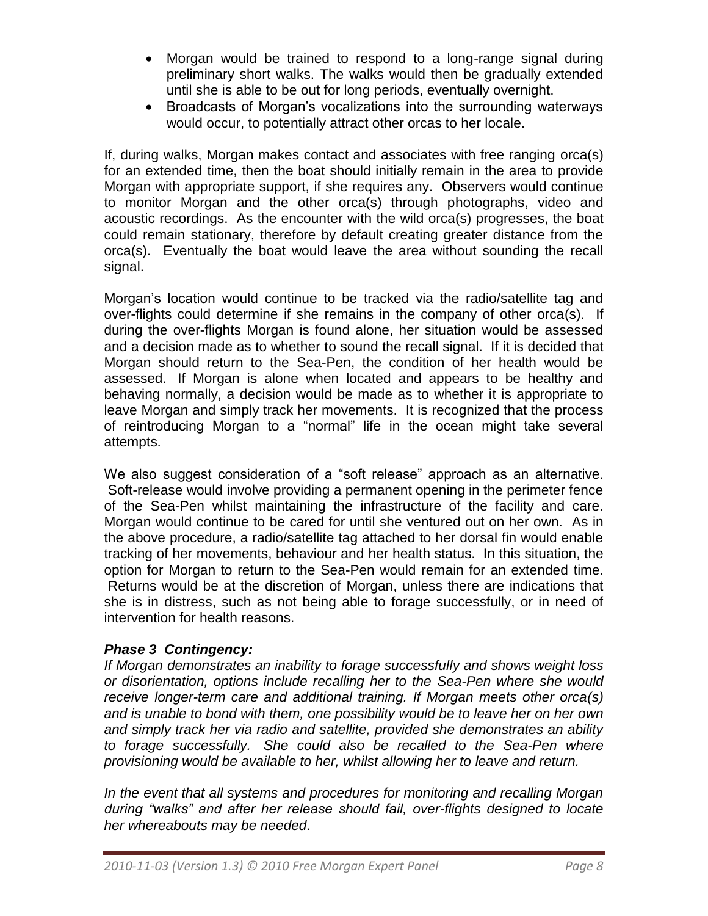- Morgan would be trained to respond to a long-range signal during preliminary short walks. The walks would then be gradually extended until she is able to be out for long periods, eventually overnight.
- Broadcasts of Morgan's vocalizations into the surrounding waterways would occur, to potentially attract other orcas to her locale.

If, during walks, Morgan makes contact and associates with free ranging orca(s) for an extended time, then the boat should initially remain in the area to provide Morgan with appropriate support, if she requires any. Observers would continue to monitor Morgan and the other orca(s) through photographs, video and acoustic recordings. As the encounter with the wild orca(s) progresses, the boat could remain stationary, therefore by default creating greater distance from the orca(s). Eventually the boat would leave the area without sounding the recall signal.

Morgan's location would continue to be tracked via the radio/satellite tag and over-flights could determine if she remains in the company of other orca(s). If during the over-flights Morgan is found alone, her situation would be assessed and a decision made as to whether to sound the recall signal. If it is decided that Morgan should return to the Sea-Pen, the condition of her health would be assessed. If Morgan is alone when located and appears to be healthy and behaving normally, a decision would be made as to whether it is appropriate to leave Morgan and simply track her movements. It is recognized that the process of reintroducing Morgan to a "normal" life in the ocean might take several attempts.

We also suggest consideration of a "soft release" approach as an alternative. Soft-release would involve providing a permanent opening in the perimeter fence of the Sea-Pen whilst maintaining the infrastructure of the facility and care. Morgan would continue to be cared for until she ventured out on her own. As in the above procedure, a radio/satellite tag attached to her dorsal fin would enable tracking of her movements, behaviour and her health status. In this situation, the option for Morgan to return to the Sea-Pen would remain for an extended time. Returns would be at the discretion of Morgan, unless there are indications that she is in distress, such as not being able to forage successfully, or in need of intervention for health reasons.

***Phase 3 Contingency:***

*If Morgan demonstrates an inability to forage successfully and shows weight loss or disorientation, options include recalling her to the Sea-Pen where she would receive longer-term care and additional training. If Morgan meets other orca(s) and is unable to bond with them, one possibility would be to leave her on her own and simply track her via radio and satellite, provided she demonstrates an ability to forage successfully. She could also be recalled to the Sea-Pen where provisioning would be available to her, whilst allowing her to leave and return.*

*In the event that all systems and procedures for monitoring and recalling Morgan during "walks" and after her release should fail, over-flights designed to locate her whereabouts may be needed.*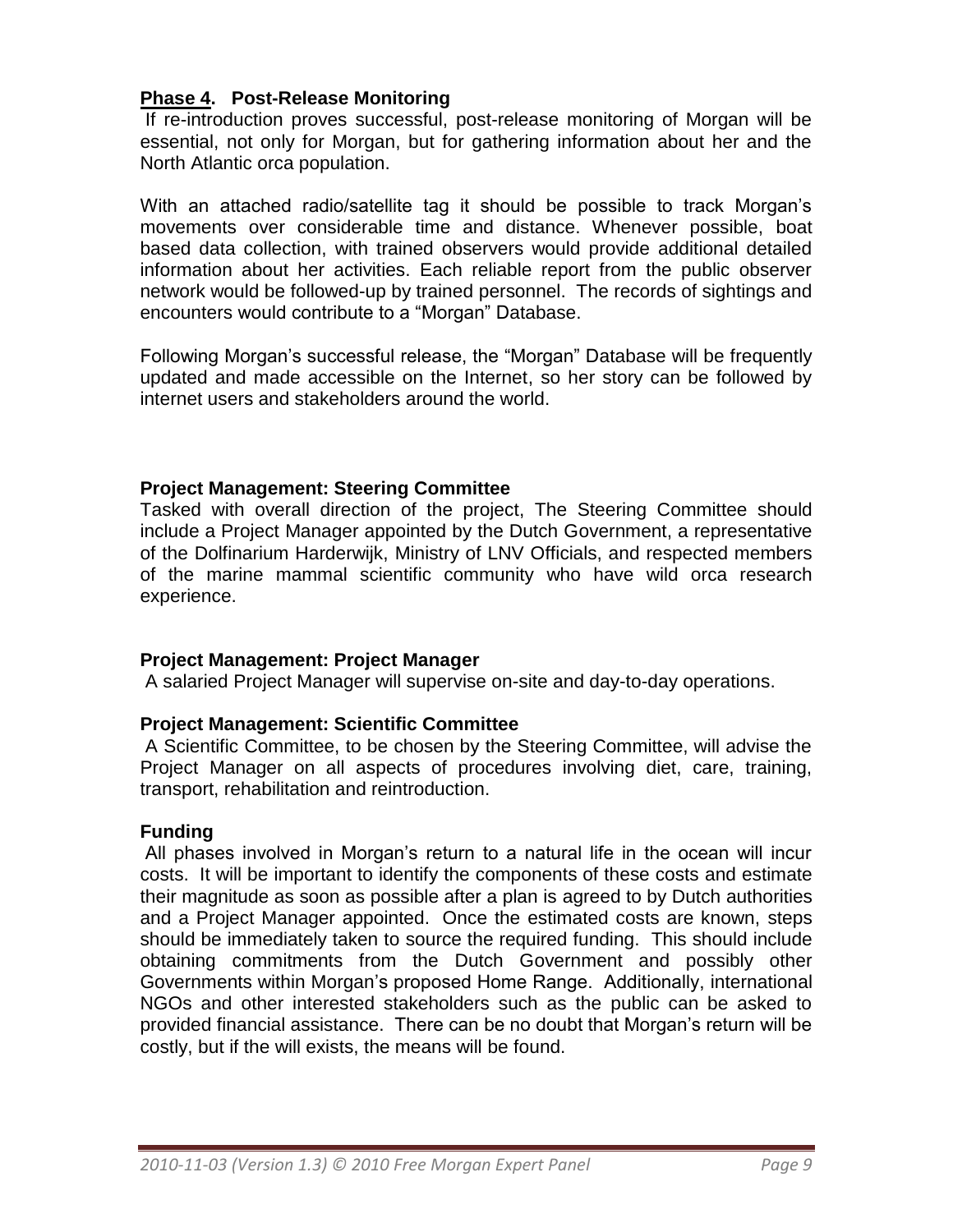## **Phase 4. Post-Release Monitoring**

If re-introduction proves successful, post-release monitoring of Morgan will be essential, not only for Morgan, but for gathering information about her and the North Atlantic orca population.

With an attached radio/satellite tag it should be possible to track Morgan's movements over considerable time and distance. Whenever possible, boat based data collection, with trained observers would provide additional detailed information about her activities. Each reliable report from the public observer network would be followed-up by trained personnel. The records of sightings and encounters would contribute to a "Morgan" Database.

Following Morgan's successful release, the "Morgan" Database will be frequently updated and made accessible on the Internet, so her story can be followed by internet users and stakeholders around the world.

### **Project Management: Steering Committee**

Tasked with overall direction of the project, The Steering Committee should include a Project Manager appointed by the Dutch Government, a representative of the Dolfinarium Harderwijk, Ministry of LNV Officials, and respected members of the marine mammal scientific community who have wild orca research experience.

### **Project Management: Project Manager**

A salaried Project Manager will supervise on-site and day-to-day operations.

### **Project Management: Scientific Committee**

A Scientific Committee, to be chosen by the Steering Committee, will advise the Project Manager on all aspects of procedures involving diet, care, training, transport, rehabilitation and reintroduction.

### **Funding**

All phases involved in Morgan's return to a natural life in the ocean will incur costs. It will be important to identify the components of these costs and estimate their magnitude as soon as possible after a plan is agreed to by Dutch authorities and a Project Manager appointed. Once the estimated costs are known, steps should be immediately taken to source the required funding. This should include obtaining commitments from the Dutch Government and possibly other Governments within Morgan's proposed Home Range. Additionally, international NGOs and other interested stakeholders such as the public can be asked to provided financial assistance. There can be no doubt that Morgan's return will be costly, but if the will exists, the means will be found.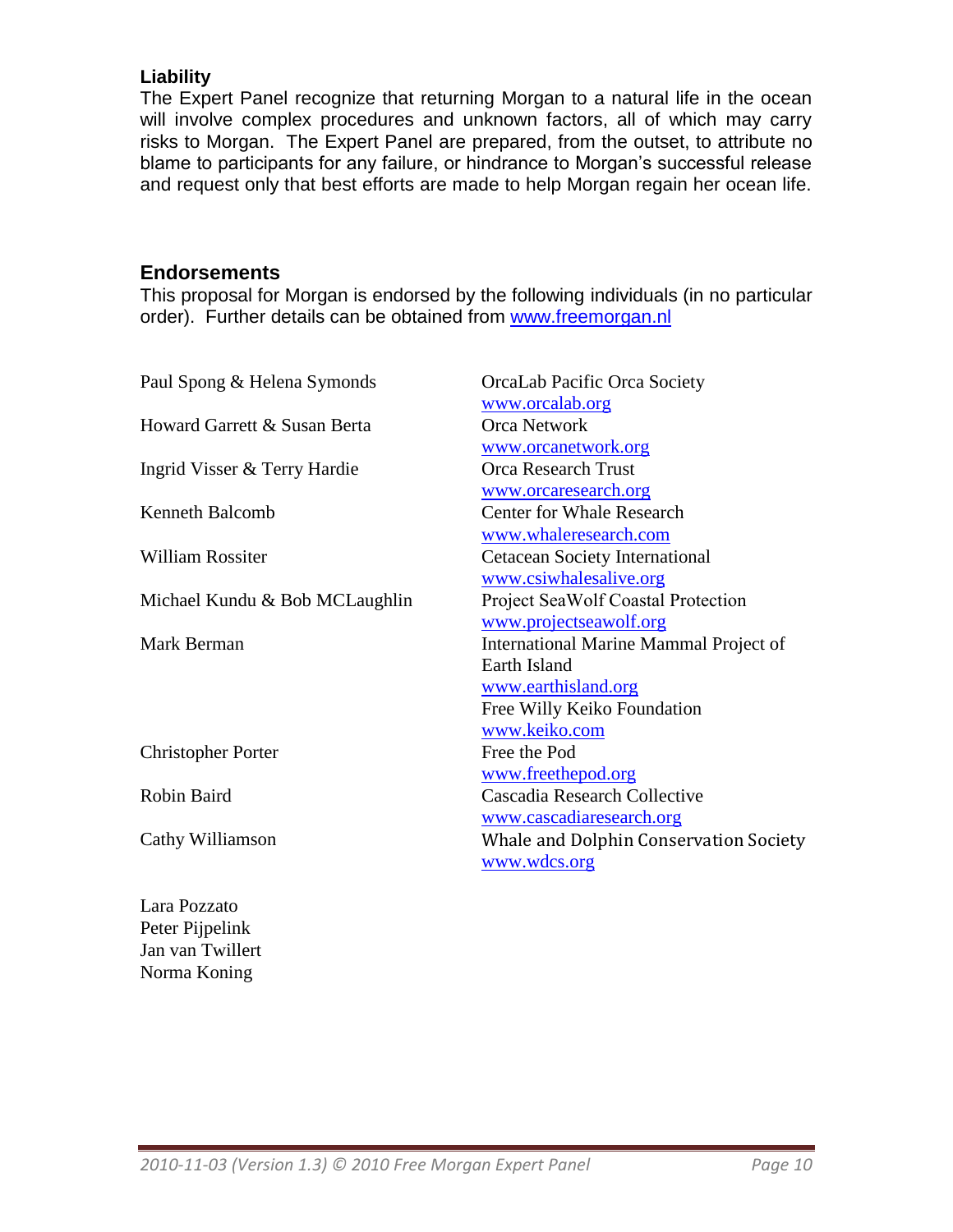### Liability

The Expert Panel recognize that returning Morgan to a natural life in the ocean will involve complex procedures and unknown factors, all of which may carry risks to Morgan. The Expert Panel are prepared, from the outset, to attribute no blame to participants for any failure, or hindrance to Morgan's successful release and request only that best efforts are made to help Morgan regain her ocean life.

## Endorsements

This proposal for Morgan is endorsed by the following individuals (in no particular order). Further details can be obtained from www.freemorgan.nl

| | |
|---|---|
| Paul Spong & Helena Symonds | OrcaLab Pacific Orca Society<br>www.orcalab.org |
| Howard Garrett & Susan Berta | Orca Network<br>www.orcanetwork.org |
| Ingrid Visser & Terry Hardie | Orca Research Trust<br>www.orcaresearch.org |
| Kenneth Balcomb | Center for Whale Research<br>www.whaleresearch.com |
| William Rossiter | Cetacean Society International<br>www.csiwhalesalive.org |
| Michael Kundu & Bob MCLaughlin | Project SeaWolf Coastal Protection<br>www.projectseawolf.org |
| Mark Berman | International Marine Mammal Project of Earth Island<br>www.earthisland.org<br>Free Willy Keiko Foundation<br>www.keiko.com |
| Christopher Porter | Free the Pod<br>www.freethepod.org |
| Robin Baird | Cascadia Research Collective<br>www.cascadiaresearch.org |
| Cathy Williamson | Whale and Dolphin Conservation Society<br>www.wdcs.org |

Lara Pozzato
Peter Pijpelink
Jan van Twillert
Norma Koning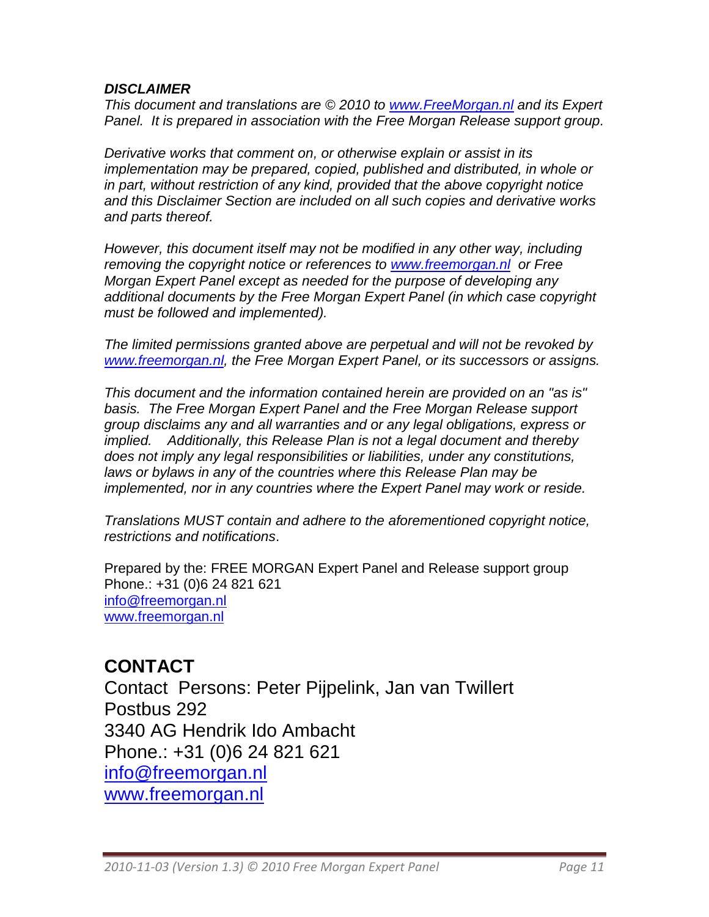***DISCLAIMER***

*This document and translations are © 2010 to [www.FreeMorgan.nl](http://www.FreeMorgan.nl) and its Expert Panel. It is prepared in association with the Free Morgan Release support group.*

*Derivative works that comment on, or otherwise explain or assist in its implementation may be prepared, copied, published and distributed, in whole or in part, without restriction of any kind, provided that the above copyright notice and this Disclaimer Section are included on all such copies and derivative works and parts thereof.*

*However, this document itself may not be modified in any other way, including removing the copyright notice or references to [www.freemorgan.nl](http://www.freemorgan.nl) or Free Morgan Expert Panel except as needed for the purpose of developing any additional documents by the Free Morgan Expert Panel (in which case copyright must be followed and implemented).*

*The limited permissions granted above are perpetual and will not be revoked by [www.freemorgan.nl](http://www.freemorgan.nl), the Free Morgan Expert Panel, or its successors or assigns.*

*This document and the information contained herein are provided on an "as is" basis. The Free Morgan Expert Panel and the Free Morgan Release support group disclaims any and all warranties and or any legal obligations, express or implied. Additionally, this Release Plan is not a legal document and thereby does not imply any legal responsibilities or liabilities, under any constitutions, laws or bylaws in any of the countries where this Release Plan may be implemented, nor in any countries where the Expert Panel may work or reside.*

*Translations MUST contain and adhere to the aforementioned copyright notice, restrictions and notifications*.

Prepared by the: FREE MORGAN Expert Panel and Release support group
Phone.: +31 (0)6 24 821 621
[info@freemorgan.nl](mailto:info@freemorgan.nl)
[www.freemorgan.nl](http://www.freemorgan.nl)

## CONTACT

Contact Persons: Peter Pijpelink, Jan van Twillert
Postbus 292
3340 AG Hendrik Ido Ambacht
Phone.: +31 (0)6 24 821 621
[info@freemorgan.nl](mailto:info@freemorgan.nl)
[www.freemorgan.nl](http://www.freemorgan.nl)